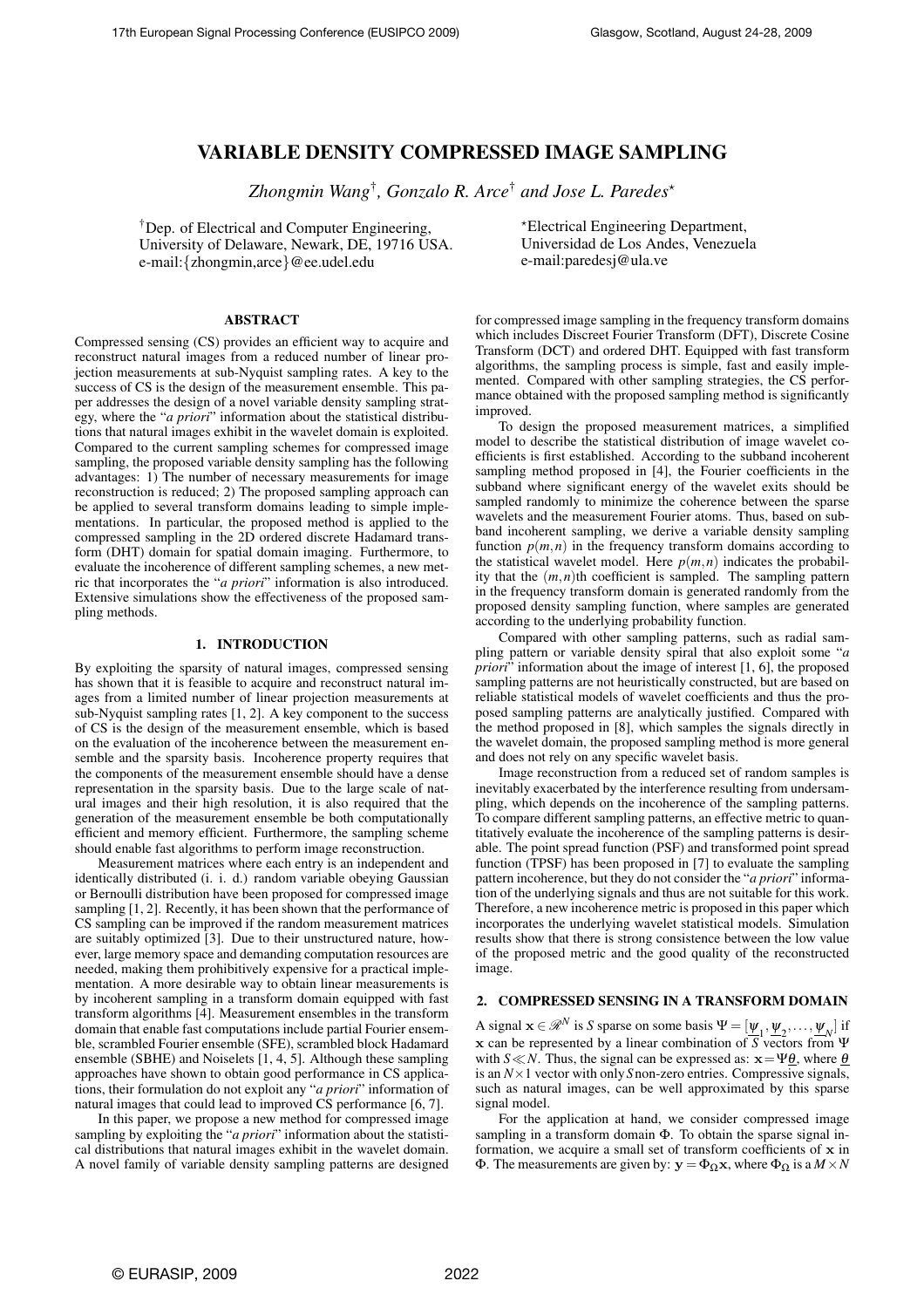// VARIABLE DENSITY COMPRESSED IMAGE SAMPLING

# VARIABLE DENSITY COMPRESSED IMAGE SAMPLING

*Zhongmin Wang*[†]*, Gonzalo R. Arce*[†] *and Jose L. Paredes*[⋆]

[†]Dep. of Electrical and Computer Engineering,
University of Delaware, Newark, DE, 19716 USA.
e-mail:{zhongmin,arce}@ee.udel.edu

[⋆]Electrical Engineering Department,
Universidad de Los Andes, Venezuela
e-mail:paredesj@ula.ve

## ABSTRACT

Compressed sensing (CS) provides an efficient way to acquire and reconstruct natural images from a reduced number of linear projection measurements at sub-Nyquist sampling rates. A key to the success of CS is the design of the measurement ensemble. This paper addresses the design of a novel variable density sampling strategy, where the "*a priori*" information about the statistical distributions that natural images exhibit in the wavelet domain is exploited. Compared to the current sampling schemes for compressed image sampling, the proposed variable density sampling has the following advantages: 1) The number of necessary measurements for image reconstruction is reduced; 2) The proposed sampling approach can be applied to several transform domains leading to simple implementations. In particular, the proposed method is applied to the compressed sampling in the 2D ordered discrete Hadamard transform (DHT) domain for spatial domain imaging. Furthermore, to evaluate the incoherence of different sampling schemes, a new metric that incorporates the "*a priori*" information is also introduced. Extensive simulations show the effectiveness of the proposed sampling methods.

## 1. INTRODUCTION

By exploiting the sparsity of natural images, compressed sensing has shown that it is feasible to acquire and reconstruct natural images from a limited number of linear projection measurements at sub-Nyquist sampling rates [1, 2]. A key component to the success of CS is the design of the measurement ensemble, which is based on the evaluation of the incoherence between the measurement ensemble and the sparsity basis. Incoherence property requires that the components of the measurement ensemble should have a dense representation in the sparsity basis. Due to the large scale of natural images and their high resolution, it is also required that the generation of the measurement ensemble be both computationally efficient and memory efficient. Furthermore, the sampling scheme should enable fast algorithms to perform image reconstruction.

Measurement matrices where each entry is an independent and identically distributed (i. i. d.) random variable obeying Gaussian or Bernoulli distribution have been proposed for compressed image sampling [1, 2]. Recently, it has been shown that the performance of CS sampling can be improved if the random measurement matrices are suitably optimized [3]. Due to their unstructured nature, however, large memory space and demanding computation resources are needed, making them prohibitively expensive for a practical implementation. A more desirable way to obtain linear measurements is by incoherent sampling in a transform domain equipped with fast transform algorithms [4]. Measurement ensembles in the transform domain that enable fast computations include partial Fourier ensemble, scrambled Fourier ensemble (SFE), scrambled block Hadamard ensemble (SBHE) and Noiselets [1, 4, 5]. Although these sampling approaches have shown to obtain good performance in CS applications, their formulation do not exploit any "*a priori*" information of natural images that could lead to improved CS performance [6, 7].

In this paper, we propose a new method for compressed image sampling by exploiting the "*a priori*" information about the statistical distributions that natural images exhibit in the wavelet domain. A novel family of variable density sampling patterns are designed for compressed image sampling in the frequency transform domains which includes Discreet Fourier Transform (DFT), Discrete Cosine Transform (DCT) and ordered DHT. Equipped with fast transform algorithms, the sampling process is simple, fast and easily implemented. Compared with other sampling strategies, the CS performance obtained with the proposed sampling method is significantly improved.

To design the proposed measurement matrices, a simplified model to describe the statistical distribution of image wavelet coefficients is first established. According to the subband incoherent sampling method proposed in [4], the Fourier coefficients in the subband where significant energy of the wavelet exits should be sampled randomly to minimize the coherence between the sparse wavelets and the measurement Fourier atoms. Thus, based on subband incoherent sampling, we derive a variable density sampling function $p(m,n)$ in the frequency transform domains according to the statistical wavelet model. Here $p(m,n)$ indicates the probability that the $(m,n)$th coefficient is sampled. The sampling pattern in the frequency transform domain is generated randomly from the proposed density sampling function, where samples are generated according to the underlying probability function.

Compared with other sampling patterns, such as radial sampling pattern or variable density spiral that also exploit some "*a priori*" information about the image of interest [1, 6], the proposed sampling patterns are not heuristically constructed, but are based on reliable statistical models of wavelet coefficients and thus the proposed sampling patterns are analytically justified. Compared with the method proposed in [8], which samples the signals directly in the wavelet domain, the proposed sampling method is more general and does not rely on any specific wavelet basis.

Image reconstruction from a reduced set of random samples is inevitably exacerbated by the interference resulting from undersampling, which depends on the incoherence of the sampling patterns. To compare different sampling patterns, an effective metric to quantitatively evaluate the incoherence of the sampling patterns is desirable. The point spread function (PSF) and transformed point spread function (TPSF) has been proposed in [7] to evaluate the sampling pattern incoherence, but they do not consider the "*a priori*" information of the underlying signals and thus are not suitable for this work. Therefore, a new incoherence metric is proposed in this paper which incorporates the underlying wavelet statistical models. Simulation results show that there is strong consistence between the low value of the proposed metric and the good quality of the reconstructed image.

## 2. COMPRESSED SENSING IN A TRANSFORM DOMAIN

A signal $\mathbf{x} \in \mathscr{R}^N$ is $S$ sparse on some basis $\Psi = [\underline{\psi}_1, \underline{\psi}_2, \ldots, \underline{\psi}_N]$ if $\mathbf{x}$ can be represented by a linear combination of $S$ vectors from $\Psi$ with $S \ll N$. Thus, the signal can be expressed as: $\mathbf{x} = \Psi\underline{\theta}$, where $\underline{\theta}$ is an $N \times 1$ vector with only $S$ non-zero entries. Compressive signals, such as natural images, can be well approximated by this sparse signal model.

For the application at hand, we consider compressed image sampling in a transform domain $\Phi$. To obtain the sparse signal information, we acquire a small set of transform coefficients of $\mathbf{x}$ in $\Phi$. The measurements are given by: $\mathbf{y} = \Phi_\Omega \mathbf{x}$, where $\Phi_\Omega$ is a $M \times N$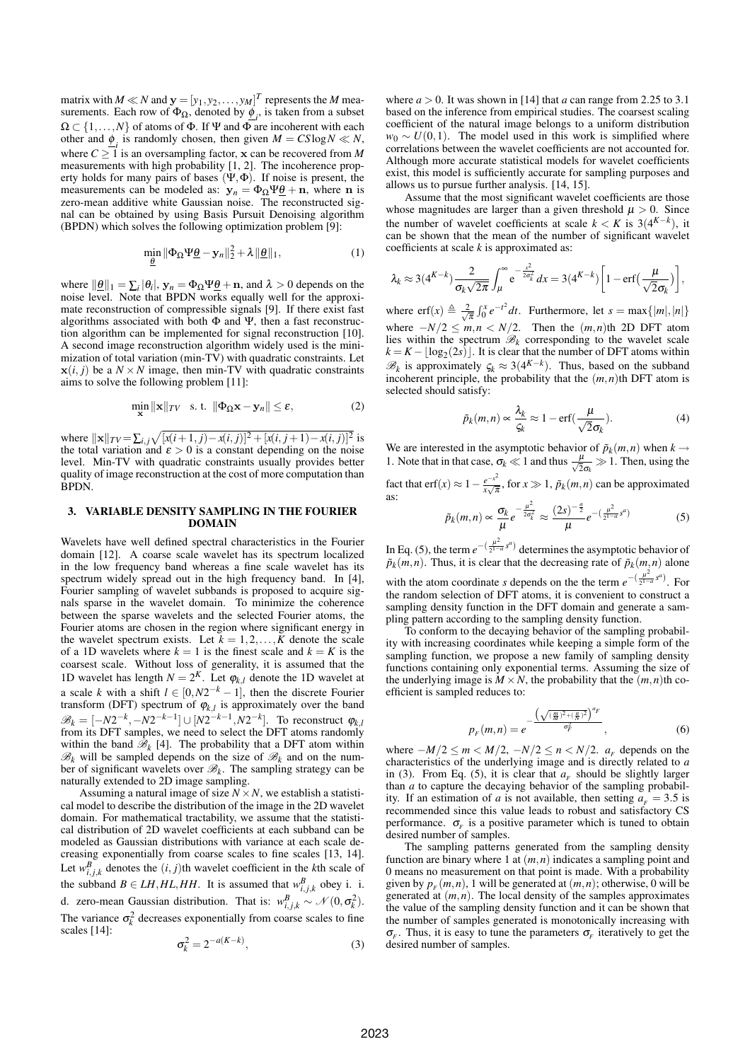matrix with $M \ll N$ and $\mathbf{y} = [y_1, y_2, \ldots, y_M]^T$ represents the $M$ measurements. Each row of $\Phi_\Omega$, denoted by $\underline{\phi}_i$, is taken from a subset $\Omega \subset \{1, \ldots, N\}$ of atoms of $\Phi$. If $\Psi$ and $\Phi$ are incoherent with each other and $\underline{\phi}_i$ is randomly chosen, then given $M = CS\log N \ll N$, where $C \geq 1$ is an oversampling factor, $\mathbf{x}$ can be recovered from $M$ measurements with high probability [1, 2]. The incoherence property holds for many pairs of bases $(\Psi, \Phi)$. If noise is present, the measurements can be modeled as: $\mathbf{y}_n = \Phi_\Omega \Psi \underline{\theta} + \mathbf{n}$, where $\mathbf{n}$ is zero-mean additive white Gaussian noise. The reconstructed signal can be obtained by using Basis Pursuit Denoising algorithm (BPDN) which solves the following optimization problem [9]:

$$\min_{\underline{\theta}} \|\Phi_\Omega \Psi \underline{\theta} - \mathbf{y}_n\|_2^2 + \lambda \|\underline{\theta}\|_1, \tag{1}$$

where $\|\underline{\theta}\|_1 = \sum_i |\theta_i|$, $\mathbf{y}_n = \Phi_\Omega \Psi \underline{\theta} + \mathbf{n}$, and $\lambda > 0$ depends on the noise level. Note that BPDN works equally well for the approximate reconstruction of compressible signals [9]. If there exist fast algorithms associated with both $\Phi$ and $\Psi$, then a fast reconstruction algorithm can be implemented for signal reconstruction [10]. A second image reconstruction algorithm widely used is the minimization of total variation (min-TV) with quadratic constraints. Let $\mathbf{x}(i, j)$ be a $N \times N$ image, then min-TV with quadratic constraints aims to solve the following problem [11]:

$$\min_{\mathbf{x}} \|\mathbf{x}\|_{TV} \quad \text{s. t.} \quad \|\Phi_\Omega \mathbf{x} - \mathbf{y}_n\| \leq \varepsilon, \tag{2}$$

where $\|\mathbf{x}\|_{TV} = \sum_{i,j} \sqrt{[x(i+1, j) - x(i, j)]^2 + [x(i, j+1) - x(i, j)]^2}$ is the total variation and $\varepsilon > 0$ is a constant depending on the noise level. Min-TV with quadratic constraints usually provides better quality of image reconstruction at the cost of more computation than BPDN.

## 3. VARIABLE DENSITY SAMPLING IN THE FOURIER DOMAIN

Wavelets have well defined spectral characteristics in the Fourier domain [12]. A coarse scale wavelet has its spectrum localized in the low frequency band whereas a fine scale wavelet has its spectrum widely spread out in the high frequency band. In [4], Fourier sampling of wavelet subbands is proposed to acquire signals sparse in the wavelet domain. To minimize the coherence between the sparse wavelets and the selected Fourier atoms, the Fourier atoms are chosen in the region where significant energy in the wavelet spectrum exists. Let $k = 1, 2, \ldots, K$ denote the scale of a 1D wavelets where $k = 1$ is the finest scale and $k = K$ is the coarsest scale. Without loss of generality, it is assumed that the 1D wavelet has length $N = 2^K$. Let $\varphi_{k,l}$ denote the 1D wavelet at a scale $k$ with a shift $l \in [0, N2^{-k} - 1]$, then the discrete Fourier transform (DFT) spectrum of $\varphi_{k,l}$ is approximately over the band $\mathscr{B}_k = [-N2^{-k}, -N2^{-k-1}] \cup [N2^{-k-1}, N2^{-k}]$. To reconstruct $\varphi_{k,l}$ from its DFT samples, we need to select the DFT atoms randomly within the band $\mathscr{B}_k$ [4]. The probability that a DFT atom within $\mathscr{B}_k$ will be sampled depends on the size of $\mathscr{B}_k$ and on the number of significant wavelets over $\mathscr{B}_k$. The sampling strategy can be naturally extended to 2D image sampling.

Assuming a natural image of size $N \times N$, we establish a statistical model to describe the distribution of the image in the 2D wavelet domain. For mathematical tractability, we assume that the statistical distribution of 2D wavelet coefficients at each subband can be modeled as Gaussian distributions with variance at each scale decreasing exponentially from coarse scales to fine scales [13, 14]. Let $w^B_{i,j,k}$ denotes the $(i, j)$th wavelet coefficient in the $k$th scale of the subband $B \in LH, HL, HH$. It is assumed that $w^B_{i,j,k}$ obey i. i. d. zero-mean Gaussian distribution. That is: $w^B_{i,j,k} \sim \mathcal{N}(0, \sigma_k^2)$. The variance $\sigma_k^2$ decreases exponentially from coarse scales to fine scales [14]:

$$\sigma_k^2 = 2^{-a(K-k)}, \tag{3}$$

where $a > 0$. It was shown in [14] that $a$ can range from 2.25 to 3.1 based on the inference from empirical studies. The coarsest scaling coefficient of the natural image belongs to a uniform distribution $w_0 \sim U(0, 1)$. The model used in this work is simplified where correlations between the wavelet coefficients are not accounted for. Although more accurate statistical models for wavelet coefficients exist, this model is sufficiently accurate for sampling purposes and allows us to pursue further analysis. [14, 15].

Assume that the most significant wavelet coefficients are those whose magnitudes are larger than a given threshold $\mu > 0$. Since the number of wavelet coefficients at scale $k < K$ is $3(4^{K-k})$, it can be shown that the mean of the number of significant wavelet coefficients at scale $k$ is approximated as:

$$\lambda_k \approx 3(4^{K-k}) \frac{2}{\sigma_k \sqrt{2\pi}} \int_\mu^\infty e^{-\frac{x^2}{2\sigma_k^2}} dx = 3(4^{K-k}) \left[1 - \operatorname{erf}\left(\frac{\mu}{\sqrt{2}\sigma_k}\right)\right],$$

where $\operatorname{erf}(x) \triangleq \frac{2}{\sqrt{\pi}} \int_0^x e^{-t^2} dt$. Furthermore, let $s = \max\{|m|, |n|\}$ where $-N/2 \leq m, n < N/2$. Then the $(m, n)$th 2D DFT atom lies within the spectrum $\mathscr{B}_k$ corresponding to the wavelet scale $k = K - \lfloor \log_2(2s) \rfloor$. It is clear that the number of DFT atoms within $\mathscr{B}_k$ is approximately $\varsigma_k \approx 3(4^{K-k})$. Thus, based on the subband incoherent principle, the probability that the $(m, n)$th DFT atom is selected should satisfy:

$$\tilde{p}_k(m, n) \propto \frac{\lambda_k}{\varsigma_k} \approx 1 - \operatorname{erf}\left(\frac{\mu}{\sqrt{2}\sigma_k}\right). \tag{4}$$

We are interested in the asymptotic behavior of $\tilde{p}_k(m, n)$ when $k \to 1$. Note that in that case, $\sigma_k \ll 1$ and thus $\frac{\mu}{\sqrt{2}\sigma_k} \gg 1$. Then, using the fact that $\operatorname{erf}(x) \approx 1 - \frac{e^{-x^2}}{x\sqrt{\pi}}$, for $x \gg 1$, $\tilde{p}_k(m, n)$ can be approximated as:

$$\tilde{p}_k(m, n) \propto \frac{\sigma_k}{\mu} e^{-\frac{\mu^2}{2\sigma_k^2}} \approx \frac{(2s)^{-\frac{a}{2}}}{\mu} e^{-\left(\frac{\mu^2}{2^{1-a}} s^a\right)} \tag{5}$$

In Eq. (5), the term $e^{-\left(\frac{\mu^2}{2^{1-a}} s^a\right)}$ determines the asymptotic behavior of $\tilde{p}_k(m, n)$. Thus, it is clear that the decreasing rate of $\tilde{p}_k(m, n)$ alone with the atom coordinate $s$ depends on the term $e^{-\left(\frac{\mu^2}{2^{1-a}} s^a\right)}$. For the random selection of DFT atoms, it is convenient to construct a sampling density function in the DFT domain and generate a sampling pattern according to the sampling density function.

To conform to the decaying behavior of the sampling probability with increasing coordinates while keeping a simple form of the sampling function, we propose a new family of sampling density functions containing only exponential terms. Assuming the size of the underlying image is $M \times N$, the probability that the $(m, n)$th coefficient is sampled reduces to:

$$p_F(m, n) = e^{-\frac{\left(\sqrt{(\frac{m}{M})^2 + (\frac{n}{N})^2}\right)^{a_F}}{\sigma_F^2}}, \tag{6}$$

where $-M/2 \leq m < M/2$, $-N/2 \leq n < N/2$. $a_F$ depends on the characteristics of the underlying image and is directly related to $a$ in (3). From Eq. (5), it is clear that $a_F$ should be slightly larger than $a$ to capture the decaying behavior of the sampling probability. If an estimation of $a$ is not available, then setting $a_F = 3.5$ is recommended since this value leads to robust and satisfactory CS performance. $\sigma_F$ is a positive parameter which is tuned to obtain desired number of samples.

The sampling patterns generated from the sampling density function are binary where 1 at $(m, n)$ indicates a sampling point and 0 means no measurement on that point is made. With a probability given by $p_F(m, n)$, 1 will be generated at $(m, n)$; otherwise, 0 will be generated at $(m, n)$. The local density of the samples approximates the value of the sampling density function and it can be shown that the number of samples generated is monotonically increasing with $\sigma_F$. Thus, it is easy to tune the parameters $\sigma_F$ iteratively to get the desired number of samples.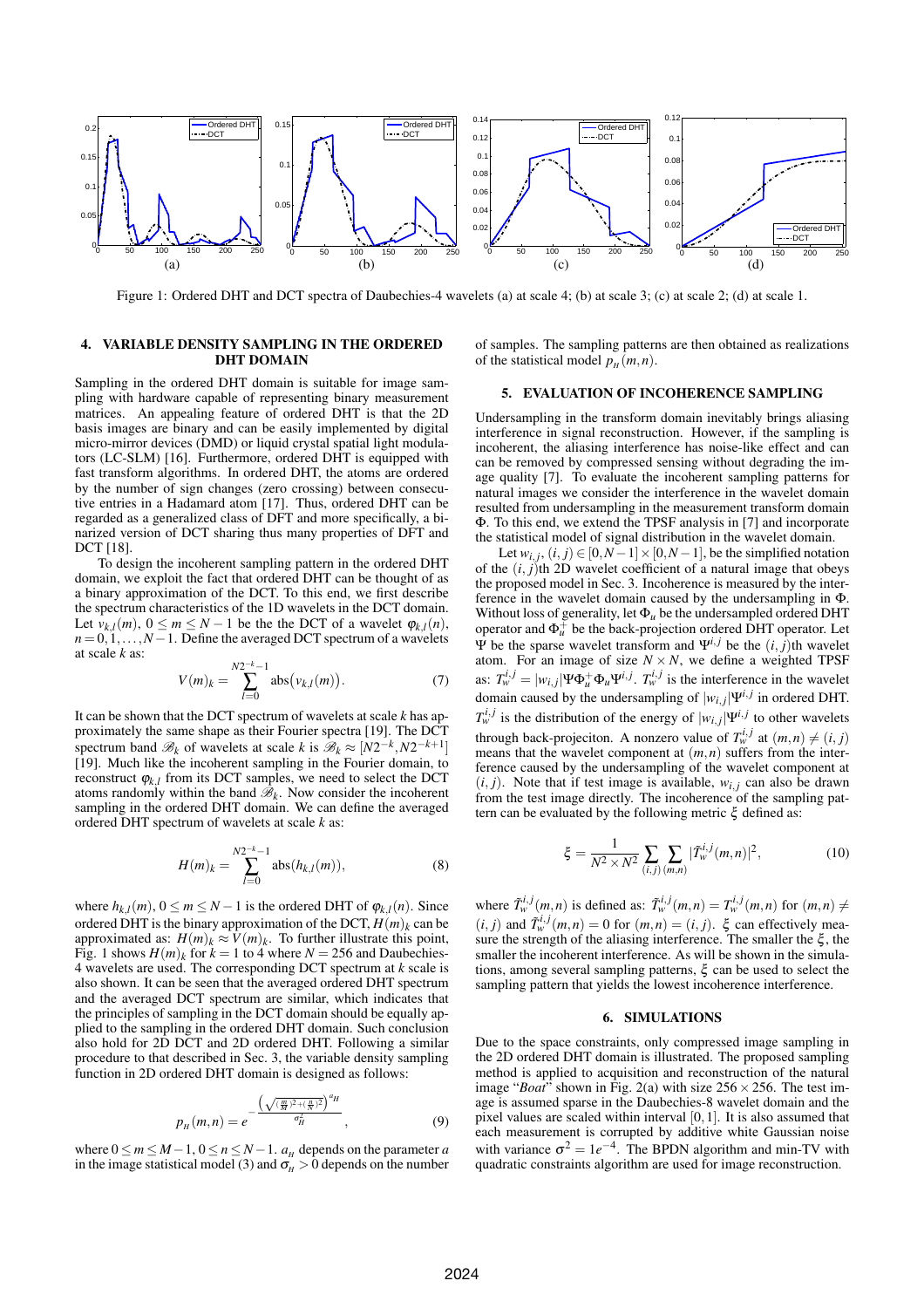0.2
0.15
0.1
0.05
0
0 50 100 150 200 250
Ordered DHT
DCT
(a)

0.15
0.1
0.05
0
0 50 100 150 200 250
Ordered DHT
DCT
(b)

0.14
0.12
0.1
0.08
0.06
0.04
0.02
0
0 50 100 150 200 250
Ordered DHT
DCT
(c)

0.12
0.1
0.08
0.06
0.04
0.02
0
0 50 100 150 200 250
Ordered DHT
DCT
(d)

Figure 1: Ordered DHT and DCT spectra of Daubechies-4 wavelets (a) at scale 4; (b) at scale 3; (c) at scale 2; (d) at scale 1.

## 4. VARIABLE DENSITY SAMPLING IN THE ORDERED DHT DOMAIN

Sampling in the ordered DHT domain is suitable for image sampling with hardware capable of representing binary measurement matrices. An appealing feature of ordered DHT is that the 2D basis images are binary and can be easily implemented by digital micro-mirror devices (DMD) or liquid crystal spatial light modulators (LC-SLM) [16]. Furthermore, ordered DHT is equipped with fast transform algorithms. In ordered DHT, the atoms are ordered by the number of sign changes (zero crossing) between consecutive entries in a Hadamard atom [17]. Thus, ordered DHT can be regarded as a generalized class of DFT and more specifically, a binarized version of DCT sharing thus many properties of DFT and DCT [18].

To design the incoherent sampling pattern in the ordered DHT domain, we exploit the fact that ordered DHT can be thought of as a binary approximation of the DCT. To this end, we first describe the spectrum characteristics of the 1D wavelets in the DCT domain. Let $v_{k,l}(m)$, $0 \le m \le N-1$ be the the DCT of a wavelet $\varphi_{k,l}(n)$, $n = 0, 1, \ldots, N-1$. Define the averaged DCT spectrum of a wavelets at scale $k$ as:

$$V(m)_k = \sum_{l=0}^{N2^{-k}-1} \mathrm{abs}\big(v_{k,l}(m)\big). \tag{7}$$

It can be shown that the DCT spectrum of wavelets at scale $k$ has approximately the same shape as their Fourier spectra [19]. The DCT spectrum band $\mathscr{B}_k$ of wavelets at scale $k$ is $\mathscr{B}_k \approx [N2^{-k}, N2^{-k+1}]$ [19]. Much like the incoherent sampling in the Fourier domain, to reconstruct $\varphi_{k,l}$ from its DCT samples, we need to select the DCT atoms randomly within the band $\mathscr{B}_k$. Now consider the incoherent sampling in the ordered DHT domain. We can define the averaged ordered DHT spectrum of wavelets at scale $k$ as:

$$H(m)_k = \sum_{l=0}^{N2^{-k}-1} \mathrm{abs}(h_{k,l}(m)), \tag{8}$$

where $h_{k,l}(m)$, $0 \le m \le N-1$ is the ordered DHT of $\varphi_{k,l}(n)$. Since ordered DHT is the binary approximation of the DCT, $H(m)_k$ can be approximated as: $H(m)_k \approx V(m)_k$. To further illustrate this point, Fig. 1 shows $H(m)_k$ for $k = 1$ to 4 where $N = 256$ and Daubechies-4 wavelets are used. The corresponding DCT spectrum at $k$ scale is also shown. It can be seen that the averaged ordered DHT spectrum and the averaged DCT spectrum are similar, which indicates that the principles of sampling in the DCT domain should be equally applied to the sampling in the ordered DHT domain. Such conclusion also hold for 2D DCT and 2D ordered DHT. Following a similar procedure to that described in Sec. 3, the variable density sampling function in 2D ordered DHT domain is designed as follows:

$$p_{_H}(m,n) = e^{-\frac{\left(\sqrt{(\frac{m}{M})^2 + (\frac{n}{N})^2}\right)^{a_H}}{\sigma_H^2}}, \tag{9}$$

where $0 \le m \le M-1$, $0 \le n \le N-1$. $a_{_H}$ depends on the parameter $a$ in the image statistical model (3) and $\sigma_{_H} > 0$ depends on the number of samples. The sampling patterns are then obtained as realizations of the statistical model $p_{_H}(m,n)$.

## 5. EVALUATION OF INCOHERENCE SAMPLING

Undersampling in the transform domain inevitably brings aliasing interference in signal reconstruction. However, if the sampling is incoherent, the aliasing interference has noise-like effect and can be removed by compressed sensing without degrading the image quality [7]. To evaluate the incoherent sampling patterns for natural images we consider the interference in the wavelet domain resulted from undersampling in the measurement transform domain $\Phi$. To this end, we extend the TPSF analysis in [7] and incorporate the statistical model of signal distribution in the wavelet domain.

Let $w_{i,j}$, $(i,j) \in [0, N-1] \times [0, N-1]$, be the simplified notation of the $(i,j)$th 2D wavelet coefficient of a natural image that obeys the proposed model in Sec. 3. Incoherence is measured by the interference in the wavelet domain caused by the undersampling in $\Phi$. Without loss of generality, let $\Phi_u$ be the undersampled ordered DHT operator and $\Phi_u^{+}$ be the back-projection ordered DHT operator. Let $\Psi$ be the sparse wavelet transform and $\Psi^{i,j}$ be the $(i,j)$th wavelet atom. For an image of size $N \times N$, we define a weighted TPSF as: $T_w^{i,j} = |w_{i,j}|\Psi\Phi_u^{+}\Phi_u\Psi^{i,j}$. $T_w^{i,j}$ is the interference in the wavelet domain caused by the undersampling of $|w_{i,j}|\Psi^{i,j}$ in ordered DHT. $T_w^{i,j}$ is the distribution of the energy of $|w_{i,j}|\Psi^{i,j}$ to other wavelets through back-projeciton. A nonzero value of $T_w^{i,j}$ at $(m,n) \neq (i,j)$ means that the wavelet component at $(m,n)$ suffers from the interference caused by the undersampling of the wavelet component at $(i,j)$. Note that if test image is available, $w_{i,j}$ can also be drawn from the test image directly. The incoherence of the sampling pattern can be evaluated by the following metric $\xi$ defined as:

$$\xi = \frac{1}{N^2 \times N^2} \sum_{(i,j)} \sum_{(m,n)} |\tilde{T}_w^{i,j}(m,n)|^2, \tag{10}$$

where $\tilde{T}_w^{i,j}(m,n)$ is defined as: $\tilde{T}_w^{i,j}(m,n) = T_w^{i,j}(m,n)$ for $(m,n) \neq (i,j)$ and $\tilde{T}_w^{i,j}(m,n) = 0$ for $(m,n) = (i,j)$. $\xi$ can effectively measure the strength of the aliasing interference. The smaller the $\xi$, the smaller the incoherent interference. As will be shown in the simulations, among several sampling patterns, $\xi$ can be used to select the sampling pattern that yields the lowest incoherence interference.

## 6. SIMULATIONS

Due to the space constraints, only compressed image sampling in the 2D ordered DHT domain is illustrated. The proposed sampling method is applied to acquisition and reconstruction of the natural image "*Boat*" shown in Fig. 2(a) with size $256 \times 256$. The test image is assumed sparse in the Daubechies-8 wavelet domain and the pixel values are scaled within interval $[0, 1]$. It is also assumed that each measurement is corrupted by additive white Gaussian noise with variance $\sigma^2 = 1e^{-4}$. The BPDN algorithm and min-TV with quadratic constraints algorithm are used for image reconstruction.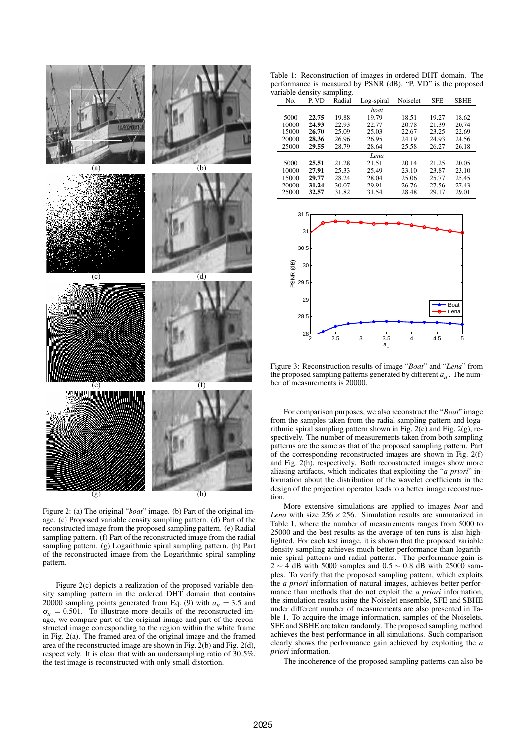Figure 2: (a) The original "*boat*" image. (b) Part of the original image. (c) Proposed variable density sampling pattern. (d) Part of the reconstructed image from the proposed sampling pattern. (e) Radial sampling pattern. (f) Part of the reconstructed image from the radial sampling pattern. (g) Logarithmic spiral sampling pattern. (h) Part of the reconstructed image from the Logarithmic spiral sampling pattern.

Figure 2(c) depicts a realization of the proposed variable density sampling pattern in the ordered DHT domain that contains 20000 sampling points generated from Eq. (9) with $a_H = 3.5$ and $\sigma_H = 0.501$. To illustrate more details of the reconstructed image, we compare part of the original image and part of the reconstructed image corresponding to the region within the white frame in Fig. 2(a). The framed area of the original image and the framed area of the reconstructed image are shown in Fig. 2(b) and Fig. 2(d), respectively. It is clear that with an undersampling ratio of 30.5%, the test image is reconstructed with only small distortion.

Table 1: Reconstruction of images in ordered DHT domain. The performance is measured by PSNR (dB). "P. VD" is the proposed variable density sampling.

| No. | P. VD | Radial | Log-spiral | Noiselet | SFE | SBHE |
|---|---|---|---|---|---|---|
| | | | *boat* | | | |
| 5000 | **22.75** | 19.88 | 19.79 | 18.51 | 19.27 | 18.62 |
| 10000 | **24.93** | 22.93 | 22.77 | 20.78 | 21.39 | 20.74 |
| 15000 | **26.70** | 25.09 | 25.03 | 22.67 | 23.25 | 22.69 |
| 20000 | **28.36** | 26.96 | 26.95 | 24.19 | 24.93 | 24.56 |
| 25000 | **29.55** | 28.79 | 28.64 | 25.58 | 26.27 | 26.18 |
| | | | *Lena* | | | |
| 5000 | **25.51** | 21.28 | 21.51 | 20.14 | 21.25 | 20.05 |
| 10000 | **27.91** | 25.33 | 25.49 | 23.10 | 23.87 | 23.10 |
| 15000 | **29.77** | 28.24 | 28.04 | 25.06 | 25.77 | 25.45 |
| 20000 | **31.24** | 30.07 | 29.91 | 26.76 | 27.56 | 27.43 |
| 25000 | **32.57** | 31.82 | 31.54 | 28.48 | 29.17 | 29.01 |

Figure 3: Reconstruction results of image "*Boat*" and "*Lena*" from the proposed sampling patterns generated by different $a_H$. The number of measurements is 20000.

For comparison purposes, we also reconstruct the "*Boat*" image from the samples taken from the radial sampling pattern and logarithmic spiral sampling pattern shown in Fig. 2(e) and Fig. 2(g), respectively. The number of measurements taken from both sampling patterns are the same as that of the proposed sampling pattern. Part of the corresponding reconstructed images are shown in Fig. 2(f) and Fig. 2(h), respectively. Both reconstructed images show more aliasing artifacts, which indicates that exploiting the "*a priori*" information about the distribution of the wavelet coefficients in the design of the projection operator leads to a better image reconstruction.

More extensive simulations are applied to images *boat* and *Lena* with size $256 \times 256$. Simulation results are summarized in Table 1, where the number of measurements ranges from 5000 to 25000 and the best results as the average of ten runs is also highlighted. For each test image, it is shown that the proposed variable density sampling achieves much better performance than logarithmic spiral patterns and radial patterns. The performance gain is $2 \sim 4$ dB with 5000 samples and $0.5 \sim 0.8$ dB with 25000 samples. To verify that the proposed sampling pattern, which exploits the *a priori* information of natural images, achieves better performance than methods that do not exploit the *a priori* information, the simulation results using the Noiselet ensemble, SFE and SBHE under different number of measurements are also presented in Table 1. To acquire the image information, samples of the Noiselets, SFE and SBHE are taken randomly. The proposed sampling method achieves the best performance in all simulations. Such comparison clearly shows the performance gain achieved by exploiting the *a priori* information.

The incoherence of the proposed sampling patterns can also be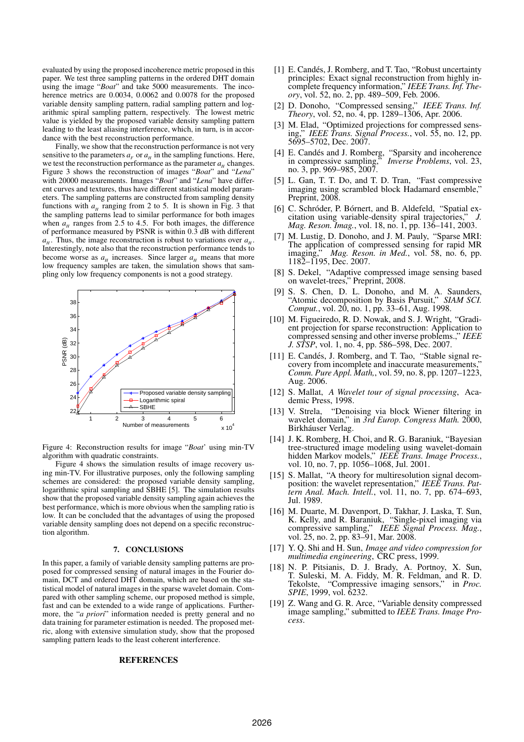evaluated by using the proposed incoherence metric proposed in this paper. We test three sampling patterns in the ordered DHT domain using the image "*Boat*" and take 5000 measurements. The incoherence metrics are 0.0034, 0.0062 and 0.0078 for the proposed variable density sampling pattern, radial sampling pattern and logarithmic spiral sampling pattern, respectively. The lowest metric value is yielded by the proposed variable density sampling pattern leading to the least aliasing interference, which, in turn, is in accordance with the best reconstruction performance.

Finally, we show that the reconstruction performance is not very sensitive to the parameters $a_F$ or $a_H$ in the sampling functions. Here, we test the reconstruction performance as the parameter $a_H$ changes. Figure 3 shows the reconstruction of images "*Boat*" and "*Lena*" with 20000 measurements. Images "*Boat*" and "*Lena*" have different curves and textures, thus have different statistical model parameters. The sampling patterns are constructed from sampling density functions with $a_H$ ranging from 2 to 5. It is shown in Fig. 3 that the sampling patterns lead to similar performance for both images when $a_H$ ranges from 2.5 to 4.5. For both images, the difference of performance measured by PSNR is within 0.3 dB with different $a_H$. Thus, the image reconstruction is robust to variations over $a_H$. Interestingly, note also that the reconstruction performance tends to become worse as $a_H$ increases. Since larger $a_H$ means that more low frequency samples are taken, the simulation shows that sampling only low frequency components is not a good strategy.

PSNR (dB)
38
36
34
32
30
28
26
24
22
1
2
3
4
5
6
Number of measurements
x 10^4
Proposed variable density sampling
Logarithmic spiral
SBHE

Figure 4: Reconstruction results for image "*Boat*' using min-TV algorithm with quadratic constraints.

Figure 4 shows the simulation results of image recovery using min-TV. For illustrative purposes, only the following sampling schemes are considered: the proposed variable density sampling, logarithmic spiral sampling and SBHE [5]. The simulation results show that the proposed variable density sampling again achieves the best performance, which is more obvious when the sampling ratio is low. It can be concluded that the advantages of using the proposed variable density sampling does not depend on a specific reconstruction algorithm.

## 7. CONCLUSIONS

In this paper, a family of variable density sampling patterns are proposed for compressed sensing of natural images in the Fourier domain, DCT and ordered DHT domain, which are based on the statistical model of natural images in the sparse wavelet domain. Compared with other sampling scheme, our proposed method is simple, fast and can be extended to a wide range of applications. Furthermore, the "*a priori*" information needed is pretty general and no data training for parameter estimation is needed. The proposed metric, along with extensive simulation study, show that the proposed sampling pattern leads to the least coherent interference.

## REFERENCES

[1] E. Candés, J. Romberg, and T. Tao, "Robust uncertainty principles: Exact signal reconstruction from highly incomplete frequency information," *IEEE Trans. Inf. Theory*, vol. 52, no. 2, pp. 489–509, Feb. 2006.

[2] D. Donoho, "Compressed sensing," *IEEE Trans. Inf. Theory*, vol. 52, no. 4, pp. 1289–1306, Apr. 2006.

[3] M. Elad, "Optimized projections for compressed sensing," *IEEE Trans. Signal Process.*, vol. 55, no. 12, pp. 5695–5702, Dec. 2007.

[4] E. Candés and J. Romberg, "Sparsity and incoherence in compressive sampling," *Inverse Problems*, vol. 23, no. 3, pp. 969–985, 2007.

[5] L. Gan, T. T. Do, and T. D. Tran, "Fast compressive imaging using scrambled block Hadamard ensemble," Preprint, 2008.

[6] C. Schróder, P. Bórnert, and B. Aldefeld, "Spatial excitation using variable-density spiral trajectories," *J. Mag. Reson. Imag.*, vol. 18, no. 1, pp. 136–141, 2003.

[7] M. Lustig, D. Donoho, and J. M. Pauly, "Sparse MRI: The application of compressed sensing for rapid MR imaging," *Mag. Reson. in Med.*, vol. 58, no. 6, pp. 1182–1195, Dec. 2007.

[8] S. Dekel, "Adaptive compressed image sensing based on wavelet-trees," Preprint, 2008.

[9] S. S. Chen, D. L. Donoho, and M. A. Saunders, "Atomic decomposition by Basis Pursuit," *SIAM SCI. Comput.*, vol. 20, no. 1, pp. 33–61, Aug. 1998.

[10] M. Figueiredo, R. D. Nowak, and S. J. Wright, "Gradient projection for sparse reconstruction: Application to compressed sensing and other inverse problems.," *IEEE J. STSP*, vol. 1, no. 4, pp. 586–598, Dec. 2007.

[11] E. Candés, J. Romberg, and T. Tao, "Stable signal recovery from incomplete and inaccurate measurements," *Comm. Pure Appl. Math,*, vol. 59, no. 8, pp. 1207–1223, Aug. 2006.

[12] S. Mallat, *A Wavelet tour of signal processing*, Academic Press, 1998.

[13] V. Strela, "Denoising via block Wiener filtering in wavelet domain," in *3rd Europ. Congress Math.* 2000, Birkháuser Verlag.

[14] J. K. Romberg, H. Choi, and R. G. Baraniuk, "Bayesian tree-structured image modeling using wavelet-domain hidden Markov models," *IEEE Trans. Image Process.*, vol. 10, no. 7, pp. 1056–1068, Jul. 2001.

[15] S. Mallat, "A theory for multiresolution signal decomposition: the wavelet representation," *IEEE Trans. Pattern Anal. Mach. Intell.*, vol. 11, no. 7, pp. 674–693, Jul. 1989.

[16] M. Duarte, M. Davenport, D. Takhar, J. Laska, T. Sun, K. Kelly, and R. Baraniuk, "Single-pixel imaging via compressive sampling," *IEEE Signal Process. Mag.*, vol. 25, no. 2, pp. 83–91, Mar. 2008.

[17] Y. Q. Shi and H. Sun, *Image and video compression for multimedia engineering*, CRC press, 1999.

[18] N. P. Pitsianis, D. J. Brady, A. Portnoy, X. Sun, T. Suleski, M. A. Fiddy, M. R. Feldman, and R. D. Tekolste, "Compressive imaging sensors," in *Proc. SPIE*, 1999, vol. 6232.

[19] Z. Wang and G. R. Arce, "Variable density compressed image sampling," submitted to *IEEE Trans. Image Process.*